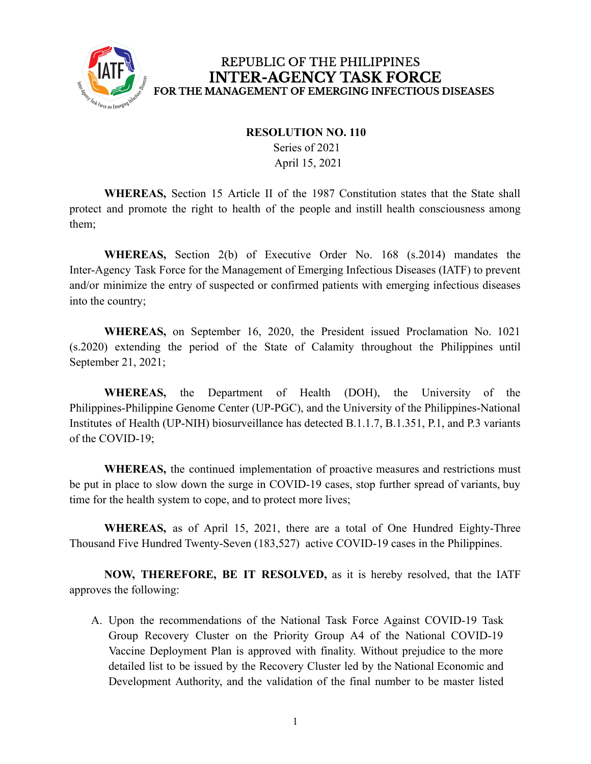REPUBLIC OF THE PHILIPPINES
**INTER-AGENCY TASK FORCE**
**FOR THE MANAGEMENT OF EMERGING INFECTIOUS DISEASES**

**RESOLUTION NO. 110**
Series of 2021
April 15, 2021

**WHEREAS,** Section 15 Article II of the 1987 Constitution states that the State shall protect and promote the right to health of the people and instill health consciousness among them;

**WHEREAS,** Section 2(b) of Executive Order No. 168 (s.2014) mandates the Inter-Agency Task Force for the Management of Emerging Infectious Diseases (IATF) to prevent and/or minimize the entry of suspected or confirmed patients with emerging infectious diseases into the country;

**WHEREAS,** on September 16, 2020, the President issued Proclamation No. 1021 (s.2020) extending the period of the State of Calamity throughout the Philippines until September 21, 2021;

**WHEREAS,** the Department of Health (DOH), the University of the Philippines-Philippine Genome Center (UP-PGC), and the University of the Philippines-National Institutes of Health (UP-NIH) biosurveillance has detected B.1.1.7, B.1.351, P.1, and P.3 variants of the COVID-19;

**WHEREAS,** the continued implementation of proactive measures and restrictions must be put in place to slow down the surge in COVID-19 cases, stop further spread of variants, buy time for the health system to cope, and to protect more lives;

**WHEREAS,** as of April 15, 2021, there are a total of One Hundred Eighty-Three Thousand Five Hundred Twenty-Seven (183,527) active COVID-19 cases in the Philippines.

**NOW, THEREFORE, BE IT RESOLVED,** as it is hereby resolved, that the IATF approves the following:

A. Upon the recommendations of the National Task Force Against COVID-19 Task Group Recovery Cluster on the Priority Group A4 of the National COVID-19 Vaccine Deployment Plan is approved with finality. Without prejudice to the more detailed list to be issued by the Recovery Cluster led by the National Economic and Development Authority, and the validation of the final number to be master listed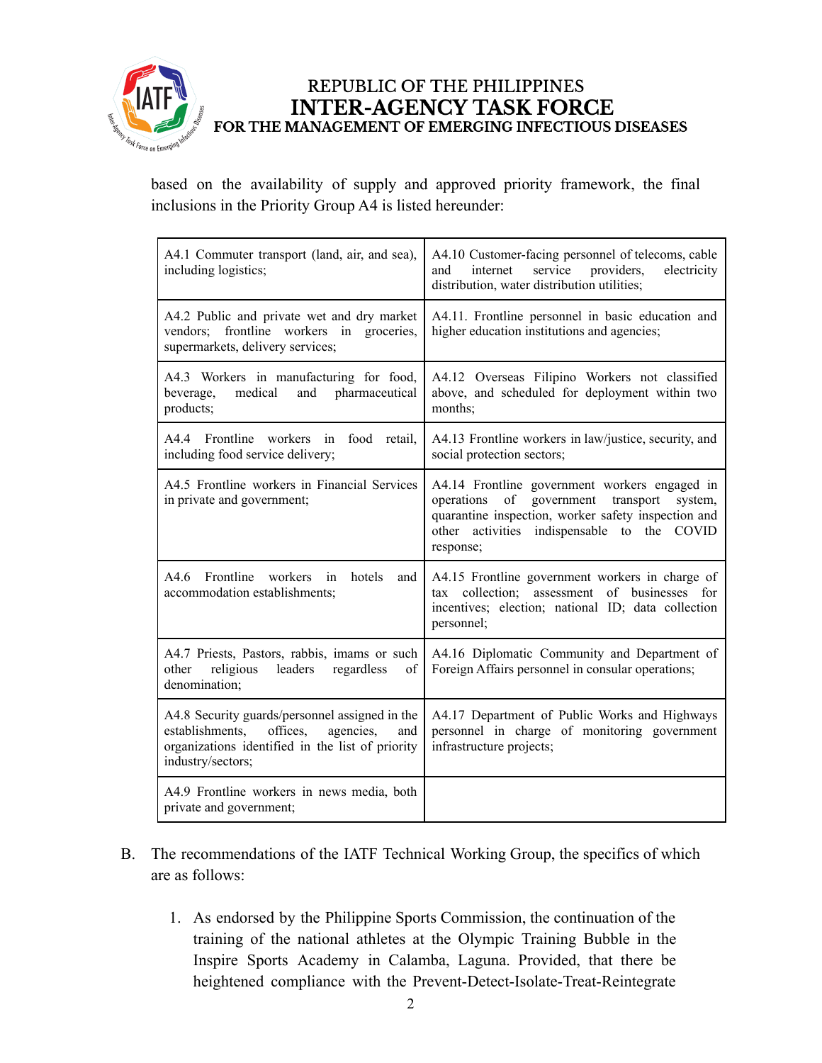based on the availability of supply and approved priority framework, the final inclusions in the Priority Group A4 is listed hereunder:

| | |
|---|---|
| A4.1 Commuter transport (land, air, and sea), including logistics; | A4.10 Customer-facing personnel of telecoms, cable and internet service providers, electricity distribution, water distribution utilities; |
| A4.2 Public and private wet and dry market vendors; frontline workers in groceries, supermarkets, delivery services; | A4.11. Frontline personnel in basic education and higher education institutions and agencies; |
| A4.3 Workers in manufacturing for food, beverage, medical and pharmaceutical products; | A4.12 Overseas Filipino Workers not classified above, and scheduled for deployment within two months; |
| A4.4 Frontline workers in food retail, including food service delivery; | A4.13 Frontline workers in law/justice, security, and social protection sectors; |
| A4.5 Frontline workers in Financial Services in private and government; | A4.14 Frontline government workers engaged in operations of government transport system, quarantine inspection, worker safety inspection and other activities indispensable to the COVID response; |
| A4.6 Frontline workers in hotels and accommodation establishments; | A4.15 Frontline government workers in charge of tax collection; assessment of businesses for incentives; election; national ID; data collection personnel; |
| A4.7 Priests, Pastors, rabbis, imams or such other religious leaders regardless of denomination; | A4.16 Diplomatic Community and Department of Foreign Affairs personnel in consular operations; |
| A4.8 Security guards/personnel assigned in the establishments, offices, agencies, and organizations identified in the list of priority industry/sectors; | A4.17 Department of Public Works and Highways personnel in charge of monitoring government infrastructure projects; |
| A4.9 Frontline workers in news media, both private and government; | |

B. The recommendations of the IATF Technical Working Group, the specifics of which are as follows:

   1. As endorsed by the Philippine Sports Commission, the continuation of the training of the national athletes at the Olympic Training Bubble in the Inspire Sports Academy in Calamba, Laguna. Provided, that there be heightened compliance with the Prevent-Detect-Isolate-Treat-Reintegrate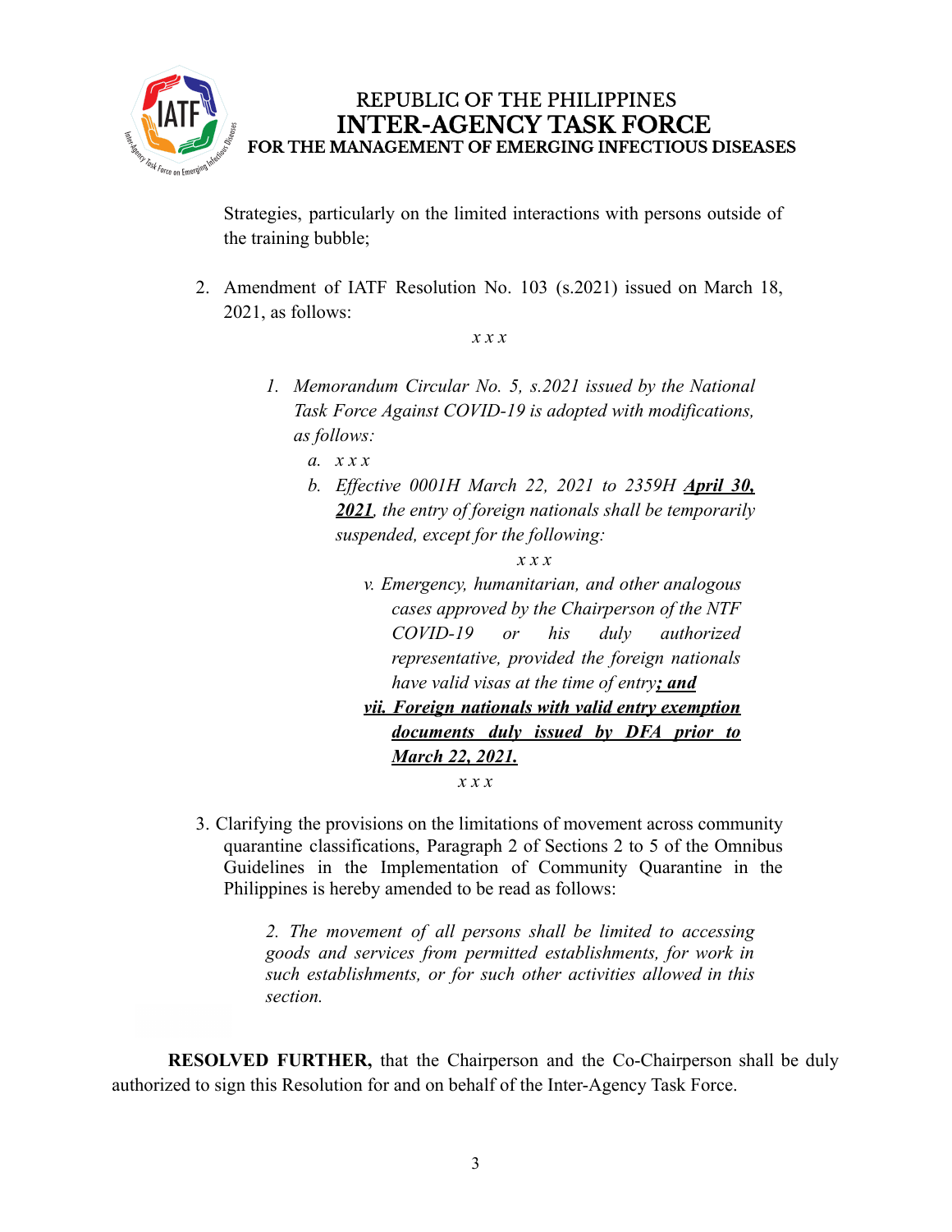Strategies, particularly on the limited interactions with persons outside of the training bubble;

2. Amendment of IATF Resolution No. 103 (s.2021) issued on March 18, 2021, as follows:

*x x x*

> *1. Memorandum Circular No. 5, s.2021 issued by the National Task Force Against COVID-19 is adopted with modifications, as follows:*
>
> *a. x x x*
>
> *b. Effective 0001H March 22, 2021 to 2359H **<u>April 30, 2021</u>**, the entry of foreign nationals shall be temporarily suspended, except for the following:*
>
> *x x x*
>
> *v. Emergency, humanitarian, and other analogous cases approved by the Chairperson of the NTF COVID-19 or his duly authorized representative, provided the foreign nationals have valid visas at the time of entry**<u>; and</u>***
>
> ***<u>vii. Foreign nationals with valid entry exemption documents duly issued by DFA prior to March 22, 2021.</u>***
>
> *x x x*

3. Clarifying the provisions on the limitations of movement across community quarantine classifications, Paragraph 2 of Sections 2 to 5 of the Omnibus Guidelines in the Implementation of Community Quarantine in the Philippines is hereby amended to be read as follows:

> *2. The movement of all persons shall be limited to accessing goods and services from permitted establishments, for work in such establishments, or for such other activities allowed in this section.*

**RESOLVED FURTHER,** that the Chairperson and the Co-Chairperson shall be duly authorized to sign this Resolution for and on behalf of the Inter-Agency Task Force.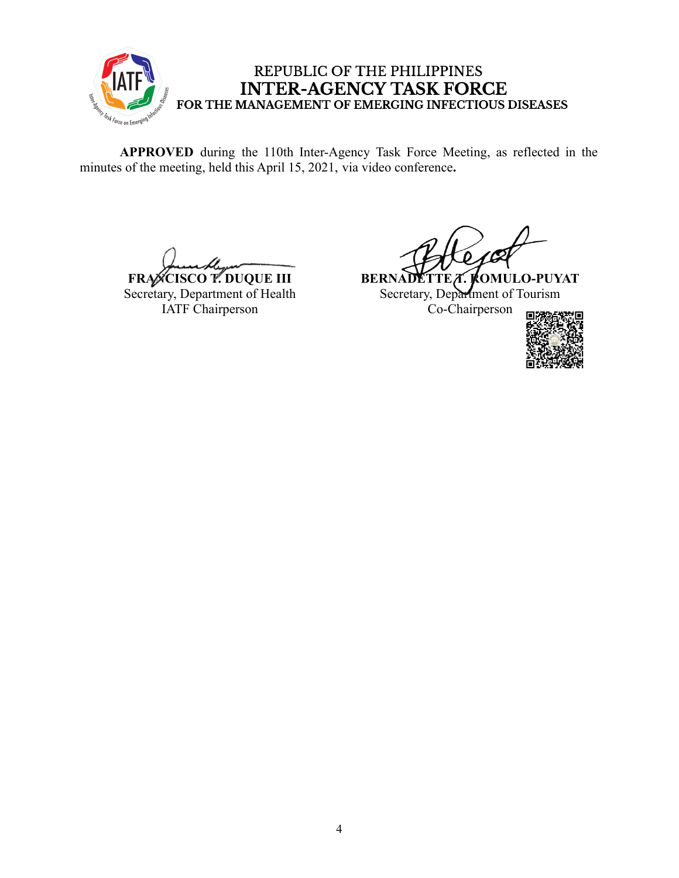REPUBLIC OF THE PHILIPPINES

**INTER-AGENCY TASK FORCE**

**FOR THE MANAGEMENT OF EMERGING INFECTIOUS DISEASES**

**APPROVED** during the 110th Inter-Agency Task Force Meeting, as reflected in the minutes of the meeting, held this April 15, 2021, via video conference**.**

**FRANCISCO T. DUQUE III**
Secretary, Department of Health
IATF Chairperson

**BERNADETTE T. ROMULO-PUYAT**
Secretary, Department of Tourism
Co-Chairperson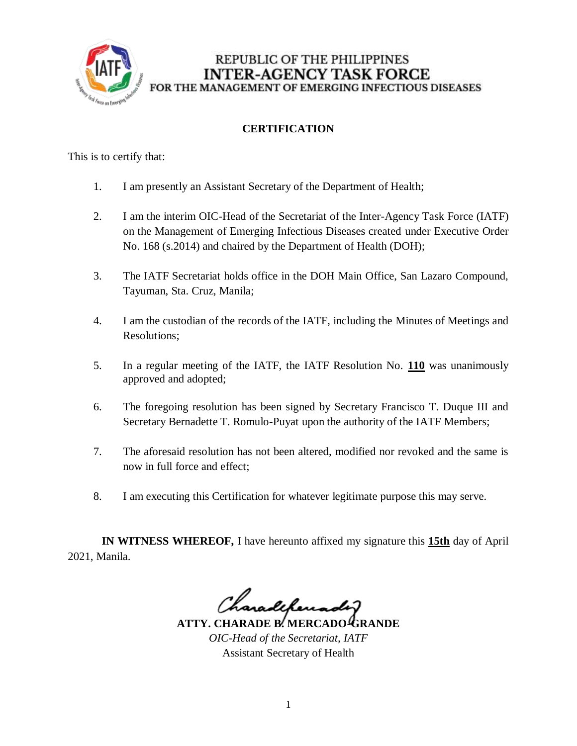REPUBLIC OF THE PHILIPPINES
**INTER-AGENCY TASK FORCE**
FOR THE MANAGEMENT OF EMERGING INFECTIOUS DISEASES

## CERTIFICATION

This is to certify that:

1. I am presently an Assistant Secretary of the Department of Health;

2. I am the interim OIC-Head of the Secretariat of the Inter-Agency Task Force (IATF) on the Management of Emerging Infectious Diseases created under Executive Order No. 168 (s.2014) and chaired by the Department of Health (DOH);

3. The IATF Secretariat holds office in the DOH Main Office, San Lazaro Compound, Tayuman, Sta. Cruz, Manila;

4. I am the custodian of the records of the IATF, including the Minutes of Meetings and Resolutions;

5. In a regular meeting of the IATF, the IATF Resolution No. **110** was unanimously approved and adopted;

6. The foregoing resolution has been signed by Secretary Francisco T. Duque III and Secretary Bernadette T. Romulo-Puyat upon the authority of the IATF Members;

7. The aforesaid resolution has not been altered, modified nor revoked and the same is now in full force and effect;

8. I am executing this Certification for whatever legitimate purpose this may serve.

**IN WITNESS WHEREOF,** I have hereunto affixed my signature this **15th** day of April 2021, Manila.

**ATTY. CHARADE B. MERCADO-GRANDE**
*OIC-Head of the Secretariat, IATF*
Assistant Secretary of Health